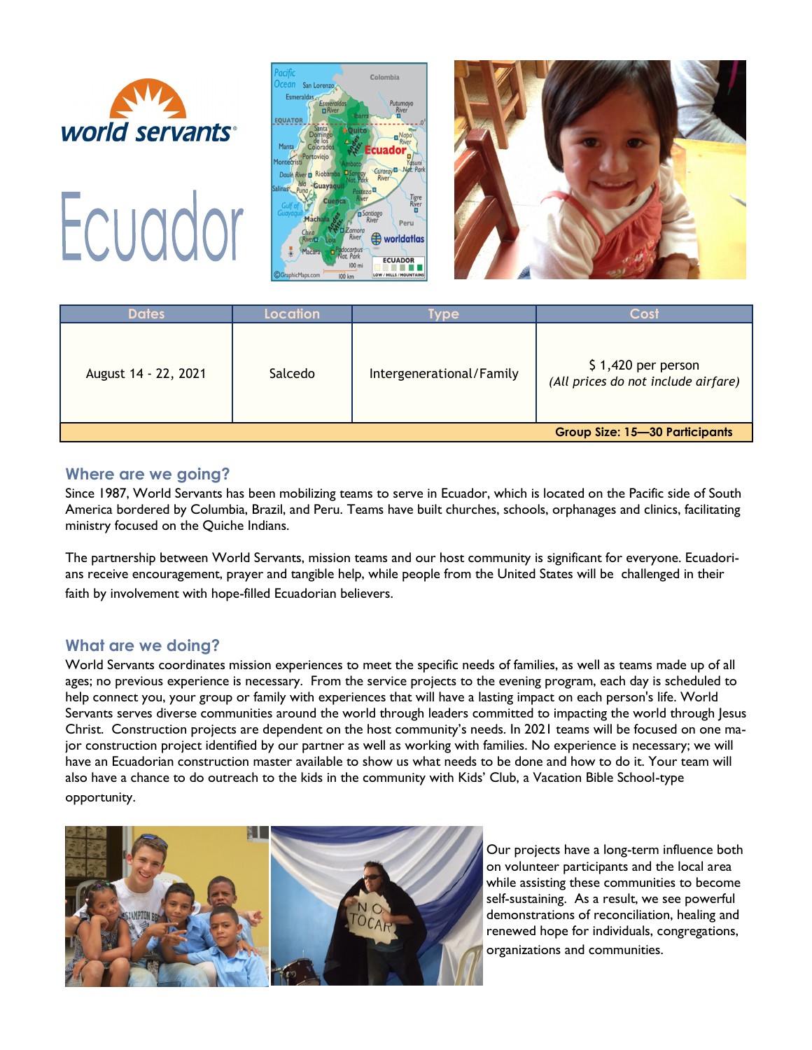world servants®

# Ecuador

| Dates | Location | Type | Cost |
|---|---|---|---|
| August 14 - 22, 2021 | Salcedo | Intergenerational/Family | $ 1,420 per person *(All prices do not include airfare)* |
| | | | **Group Size: 15—30 Participants** |

## Where are we going?

Since 1987, World Servants has been mobilizing teams to serve in Ecuador, which is located on the Pacific side of South America bordered by Columbia, Brazil, and Peru. Teams have built churches, schools, orphanages and clinics, facilitating ministry focused on the Quiche Indians.

The partnership between World Servants, mission teams and our host community is significant for everyone. Ecuadorians receive encouragement, prayer and tangible help, while people from the United States will be challenged in their faith by involvement with hope-filled Ecuadorian believers.

## What are we doing?

World Servants coordinates mission experiences to meet the specific needs of families, as well as teams made up of all ages; no previous experience is necessary. From the service projects to the evening program, each day is scheduled to help connect you, your group or family with experiences that will have a lasting impact on each person's life. World Servants serves diverse communities around the world through leaders committed to impacting the world through Jesus Christ. Construction projects are dependent on the host community's needs. In 2021 teams will be focused on one major construction project identified by our partner as well as working with families. No experience is necessary; we will have an Ecuadorian construction master available to show us what needs to be done and how to do it. Your team will also have a chance to do outreach to the kids in the community with Kids' Club, a Vacation Bible School-type opportunity.

Our projects have a long-term influence both on volunteer participants and the local area while assisting these communities to become self-sustaining. As a result, we see powerful demonstrations of reconciliation, healing and renewed hope for individuals, congregations, organizations and communities.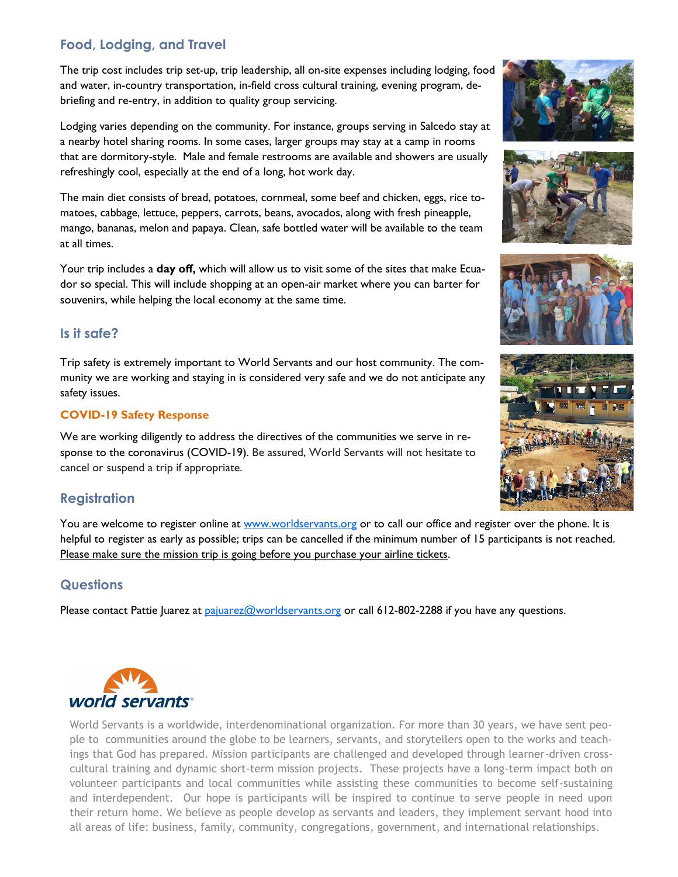## Food, Lodging, and Travel

The trip cost includes trip set-up, trip leadership, all on-site expenses including lodging, food and water, in-country transportation, in-field cross cultural training, evening program, de-briefing and re-entry, in addition to quality group servicing.

Lodging varies depending on the community. For instance, groups serving in Salcedo stay at a nearby hotel sharing rooms. In some cases, larger groups may stay at a camp in rooms that are dormitory-style. Male and female restrooms are available and showers are usually refreshingly cool, especially at the end of a long, hot work day.

The main diet consists of bread, potatoes, cornmeal, some beef and chicken, eggs, rice tomatoes, cabbage, lettuce, peppers, carrots, beans, avocados, along with fresh pineapple, mango, bananas, melon and papaya. Clean, safe bottled water will be available to the team at all times.

Your trip includes a **day off,** which will allow us to visit some of the sites that make Ecuador so special. This will include shopping at an open-air market where you can barter for souvenirs, while helping the local economy at the same time.

## Is it safe?

Trip safety is extremely important to World Servants and our host community. The community we are working and staying in is considered very safe and we do not anticipate any safety issues.

**COVID-19 Safety Response**

We are working diligently to address the directives of the communities we serve in response to the coronavirus (COVID-19). Be assured, World Servants will not hesitate to cancel or suspend a trip if appropriate.

## Registration

You are welcome to register online at www.worldservants.org or to call our office and register over the phone. It is helpful to register as early as possible; trips can be cancelled if the minimum number of 15 participants is not reached. Please make sure the mission trip is going before you purchase your airline tickets.

## Questions

Please contact Pattie Juarez at pajuarez@worldservants.org or call 612-802-2288 if you have any questions.

world servants

World Servants is a worldwide, interdenominational organization. For more than 30 years, we have sent people to communities around the globe to be learners, servants, and storytellers open to the works and teachings that God has prepared. Mission participants are challenged and developed through learner-driven cross-cultural training and dynamic short-term mission projects. These projects have a long-term impact both on volunteer participants and local communities while assisting these communities to become self-sustaining and interdependent. Our hope is participants will be inspired to continue to serve people in need upon their return home. We believe as people develop as servants and leaders, they implement servant hood into all areas of life: business, family, community, congregations, government, and international relationships.